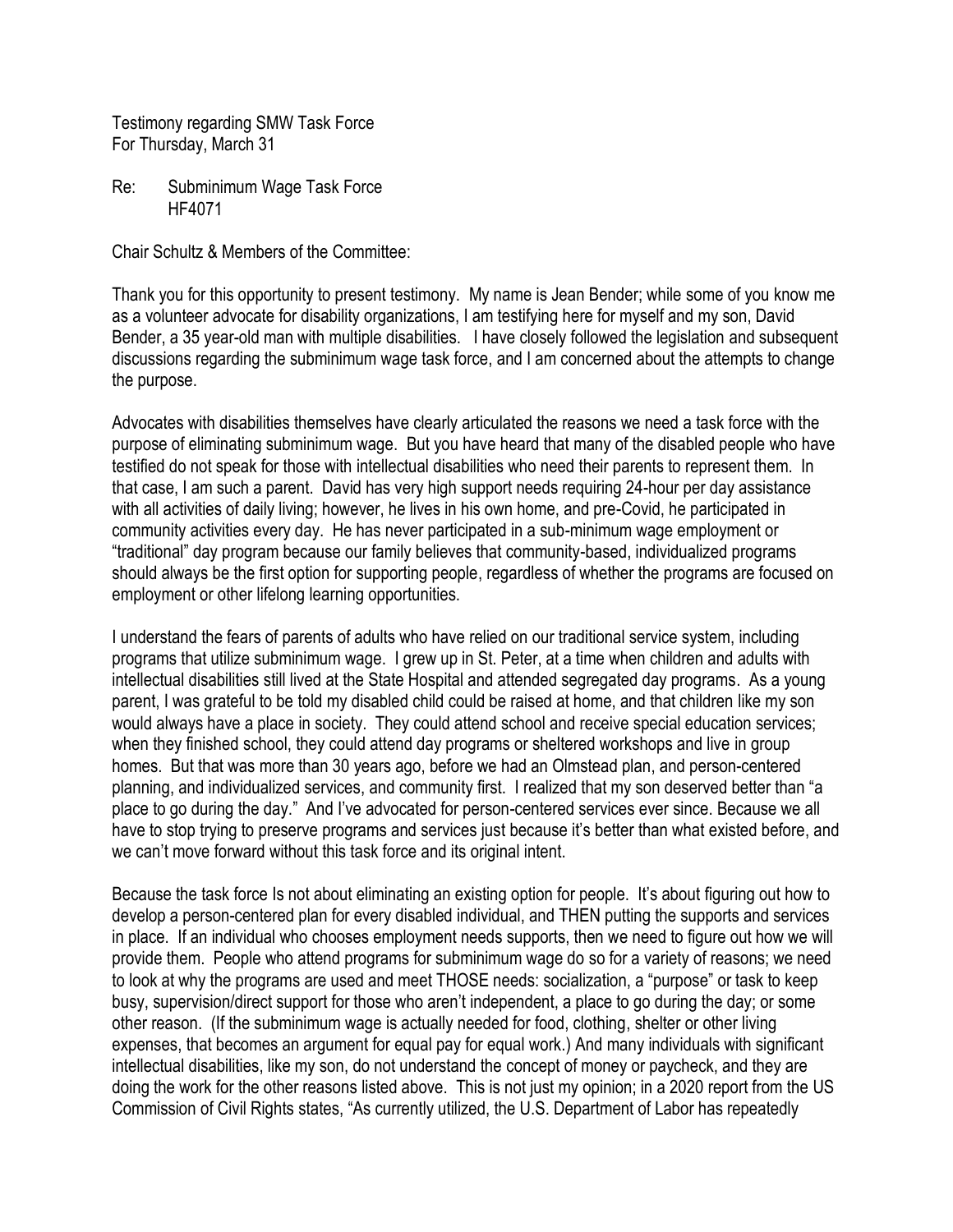Testimony regarding SMW Task Force
For Thursday, March 31

Re: Subminimum Wage Task Force
HF4071

Chair Schultz & Members of the Committee:

Thank you for this opportunity to present testimony. My name is Jean Bender; while some of you know me as a volunteer advocate for disability organizations, I am testifying here for myself and my son, David Bender, a 35 year-old man with multiple disabilities. I have closely followed the legislation and subsequent discussions regarding the subminimum wage task force, and I am concerned about the attempts to change the purpose.

Advocates with disabilities themselves have clearly articulated the reasons we need a task force with the purpose of eliminating subminimum wage. But you have heard that many of the disabled people who have testified do not speak for those with intellectual disabilities who need their parents to represent them. In that case, I am such a parent. David has very high support needs requiring 24-hour per day assistance with all activities of daily living; however, he lives in his own home, and pre-Covid, he participated in community activities every day. He has never participated in a sub-minimum wage employment or "traditional" day program because our family believes that community-based, individualized programs should always be the first option for supporting people, regardless of whether the programs are focused on employment or other lifelong learning opportunities.

I understand the fears of parents of adults who have relied on our traditional service system, including programs that utilize subminimum wage. I grew up in St. Peter, at a time when children and adults with intellectual disabilities still lived at the State Hospital and attended segregated day programs. As a young parent, I was grateful to be told my disabled child could be raised at home, and that children like my son would always have a place in society. They could attend school and receive special education services; when they finished school, they could attend day programs or sheltered workshops and live in group homes. But that was more than 30 years ago, before we had an Olmstead plan, and person-centered planning, and individualized services, and community first. I realized that my son deserved better than "a place to go during the day." And I've advocated for person-centered services ever since. Because we all have to stop trying to preserve programs and services just because it's better than what existed before, and we can't move forward without this task force and its original intent.

Because the task force Is not about eliminating an existing option for people. It's about figuring out how to develop a person-centered plan for every disabled individual, and THEN putting the supports and services in place. If an individual who chooses employment needs supports, then we need to figure out how we will provide them. People who attend programs for subminimum wage do so for a variety of reasons; we need to look at why the programs are used and meet THOSE needs: socialization, a "purpose" or task to keep busy, supervision/direct support for those who aren't independent, a place to go during the day; or some other reason. (If the subminimum wage is actually needed for food, clothing, shelter or other living expenses, that becomes an argument for equal pay for equal work.) And many individuals with significant intellectual disabilities, like my son, do not understand the concept of money or paycheck, and they are doing the work for the other reasons listed above. This is not just my opinion; in a 2020 report from the US Commission of Civil Rights states, "As currently utilized, the U.S. Department of Labor has repeatedly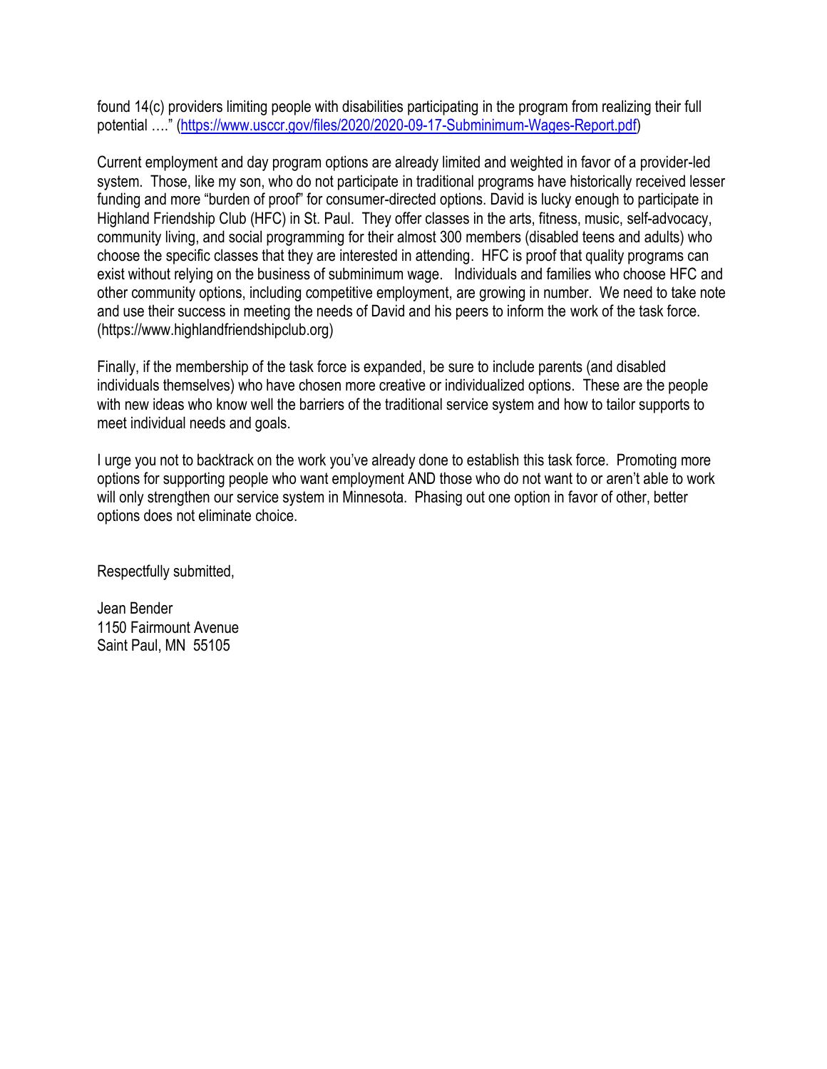found 14(c) providers limiting people with disabilities participating in the program from realizing their full potential …." (https://www.usccr.gov/files/2020/2020-09-17-Subminimum-Wages-Report.pdf)

Current employment and day program options are already limited and weighted in favor of a provider-led system. Those, like my son, who do not participate in traditional programs have historically received lesser funding and more "burden of proof" for consumer-directed options. David is lucky enough to participate in Highland Friendship Club (HFC) in St. Paul. They offer classes in the arts, fitness, music, self-advocacy, community living, and social programming for their almost 300 members (disabled teens and adults) who choose the specific classes that they are interested in attending. HFC is proof that quality programs can exist without relying on the business of subminimum wage. Individuals and families who choose HFC and other community options, including competitive employment, are growing in number. We need to take note and use their success in meeting the needs of David and his peers to inform the work of the task force. (https://www.highlandfriendshipclub.org)

Finally, if the membership of the task force is expanded, be sure to include parents (and disabled individuals themselves) who have chosen more creative or individualized options. These are the people with new ideas who know well the barriers of the traditional service system and how to tailor supports to meet individual needs and goals.

I urge you not to backtrack on the work you've already done to establish this task force. Promoting more options for supporting people who want employment AND those who do not want to or aren't able to work will only strengthen our service system in Minnesota. Phasing out one option in favor of other, better options does not eliminate choice.

Respectfully submitted,

Jean Bender
1150 Fairmount Avenue
Saint Paul, MN 55105